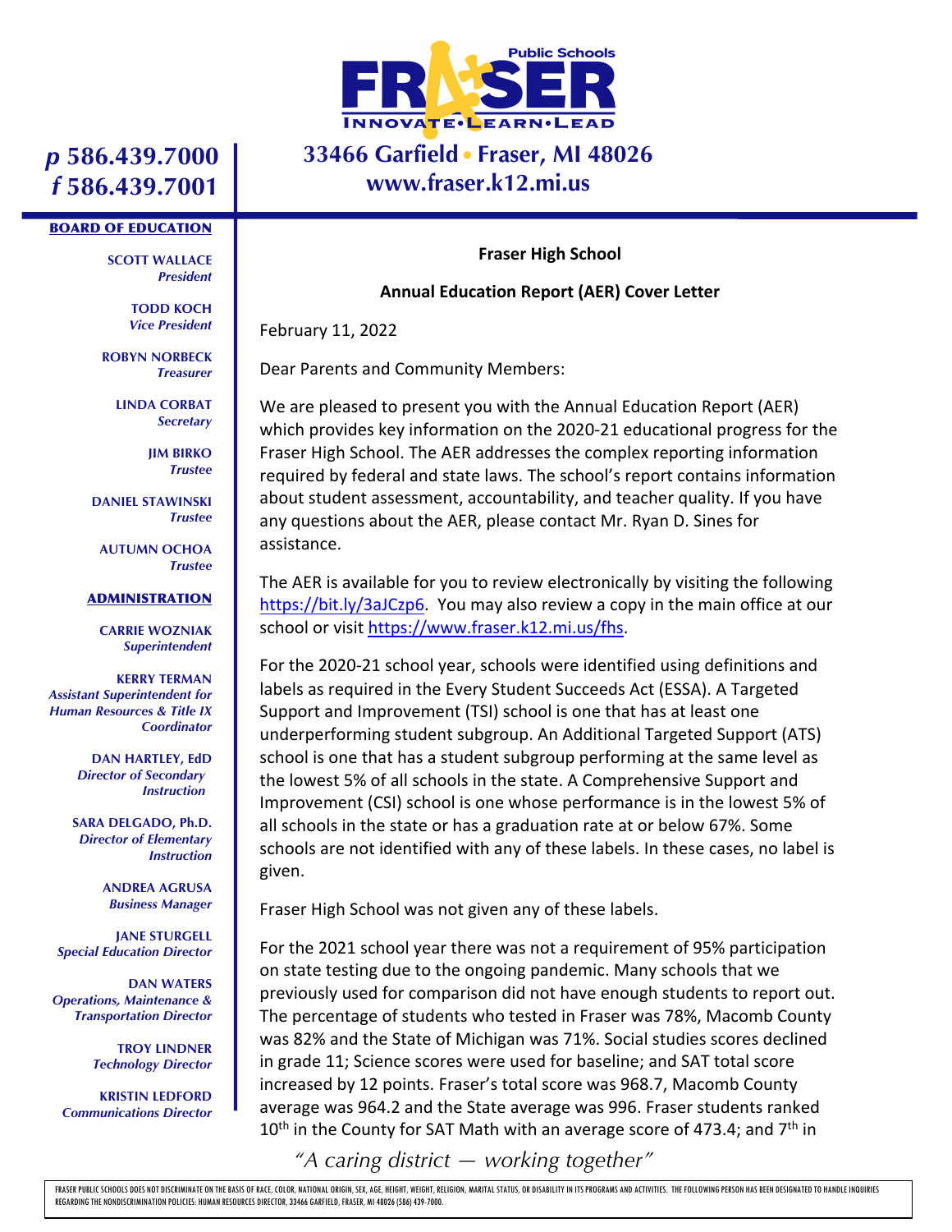Public Schools

FRASER

INNOVATE•LEARN•LEAD

**p 586.439.7000**
**f 586.439.7001**

**33466 Garfield • Fraser, MI 48026**
**www.fraser.k12.mi.us**

**BOARD OF EDUCATION**

**SCOTT WALLACE**
*President*

**TODD KOCH**
*Vice President*

**ROBYN NORBECK**
*Treasurer*

**LINDA CORBAT**
*Secretary*

**JIM BIRKO**
*Trustee*

**DANIEL STAWINSKI**
*Trustee*

**AUTUMN OCHOA**
*Trustee*

**ADMINISTRATION**

**CARRIE WOZNIAK**
*Superintendent*

**KERRY TERMAN**
*Assistant Superintendent for Human Resources & Title IX Coordinator*

**DAN HARTLEY, EdD**
*Director of Secondary Instruction*

**SARA DELGADO, Ph.D.**
*Director of Elementary Instruction*

**ANDREA AGRUSA**
*Business Manager*

**JANE STURGELL**
*Special Education Director*

**DAN WATERS**
*Operations, Maintenance & Transportation Director*

**TROY LINDNER**
*Technology Director*

**KRISTIN LEDFORD**
*Communications Director*

**Fraser High School**

**Annual Education Report (AER) Cover Letter**

February 11, 2022

Dear Parents and Community Members:

We are pleased to present you with the Annual Education Report (AER) which provides key information on the 2020-21 educational progress for the Fraser High School. The AER addresses the complex reporting information required by federal and state laws. The school's report contains information about student assessment, accountability, and teacher quality. If you have any questions about the AER, please contact Mr. Ryan D. Sines for assistance.

The AER is available for you to review electronically by visiting the following https://bit.ly/3aJCzp6. You may also review a copy in the main office at our school or visit https://www.fraser.k12.mi.us/fhs.

For the 2020-21 school year, schools were identified using definitions and labels as required in the Every Student Succeeds Act (ESSA). A Targeted Support and Improvement (TSI) school is one that has at least one underperforming student subgroup. An Additional Targeted Support (ATS) school is one that has a student subgroup performing at the same level as the lowest 5% of all schools in the state. A Comprehensive Support and Improvement (CSI) school is one whose performance is in the lowest 5% of all schools in the state or has a graduation rate at or below 67%. Some schools are not identified with any of these labels. In these cases, no label is given.

Fraser High School was not given any of these labels.

For the 2021 school year there was not a requirement of 95% participation on state testing due to the ongoing pandemic. Many schools that we previously used for comparison did not have enough students to report out. The percentage of students who tested in Fraser was 78%, Macomb County was 82% and the State of Michigan was 71%. Social studies scores declined in grade 11; Science scores were used for baseline; and SAT total score increased by 12 points. Fraser's total score was 968.7, Macomb County average was 964.2 and the State average was 996. Fraser students ranked 10th in the County for SAT Math with an average score of 473.4; and 7th in

*"A caring district — working together"*

FRASER PUBLIC SCHOOLS DOES NOT DISCRIMINATE ON THE BASIS OF RACE, COLOR, NATIONAL ORIGIN, SEX, AGE, HEIGHT, WEIGHT, RELIGION, MARITAL STATUS, OR DISABILITY IN ITS PROGRAMS AND ACTIVITIES. THE FOLLOWING PERSON HAS BEEN DESIGNATED TO HANDLE INQUIRIES REGARDING THE NONDISCRIMINATION POLICIES: HUMAN RESOURCES DIRECTOR, 33466 GARFIELD, FRASER, MI 48026 (586) 439-7000.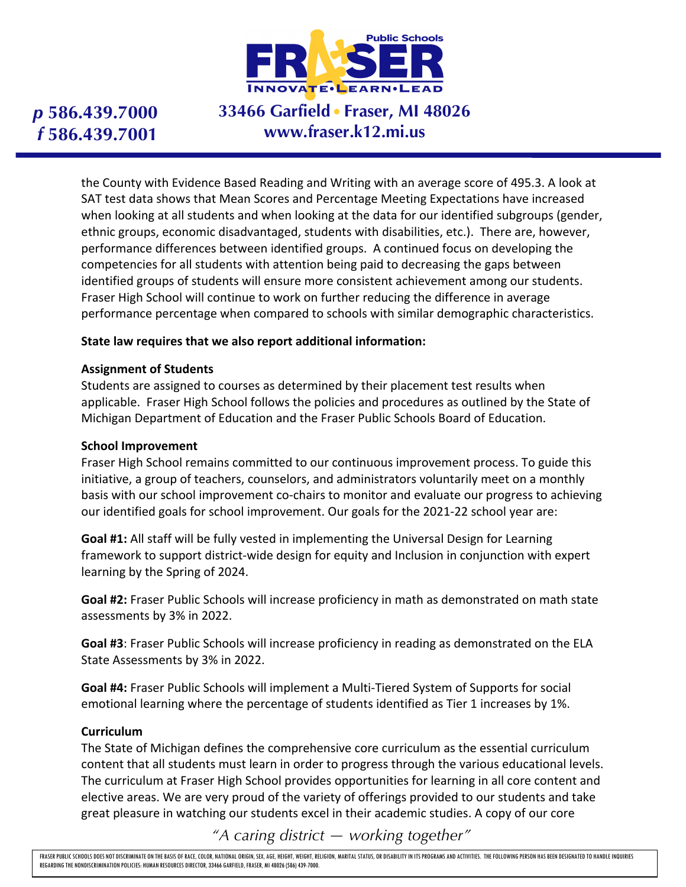the County with Evidence Based Reading and Writing with an average score of 495.3. A look at SAT test data shows that Mean Scores and Percentage Meeting Expectations have increased when looking at all students and when looking at the data for our identified subgroups (gender, ethnic groups, economic disadvantaged, students with disabilities, etc.). There are, however, performance differences between identified groups. A continued focus on developing the competencies for all students with attention being paid to decreasing the gaps between identified groups of students will ensure more consistent achievement among our students. Fraser High School will continue to work on further reducing the difference in average performance percentage when compared to schools with similar demographic characteristics.

**State law requires that we also report additional information:**

**Assignment of Students**

Students are assigned to courses as determined by their placement test results when applicable. Fraser High School follows the policies and procedures as outlined by the State of Michigan Department of Education and the Fraser Public Schools Board of Education.

**School Improvement**

Fraser High School remains committed to our continuous improvement process. To guide this initiative, a group of teachers, counselors, and administrators voluntarily meet on a monthly basis with our school improvement co-chairs to monitor and evaluate our progress to achieving our identified goals for school improvement. Our goals for the 2021-22 school year are:

**Goal #1:** All staff will be fully vested in implementing the Universal Design for Learning framework to support district-wide design for equity and Inclusion in conjunction with expert learning by the Spring of 2024.

**Goal #2:** Fraser Public Schools will increase proficiency in math as demonstrated on math state assessments by 3% in 2022.

**Goal #3**: Fraser Public Schools will increase proficiency in reading as demonstrated on the ELA State Assessments by 3% in 2022.

**Goal #4:** Fraser Public Schools will implement a Multi-Tiered System of Supports for social emotional learning where the percentage of students identified as Tier 1 increases by 1%.

**Curriculum**

The State of Michigan defines the comprehensive core curriculum as the essential curriculum content that all students must learn in order to progress through the various educational levels. The curriculum at Fraser High School provides opportunities for learning in all core content and elective areas. We are very proud of the variety of offerings provided to our students and take great pleasure in watching our students excel in their academic studies. A copy of our core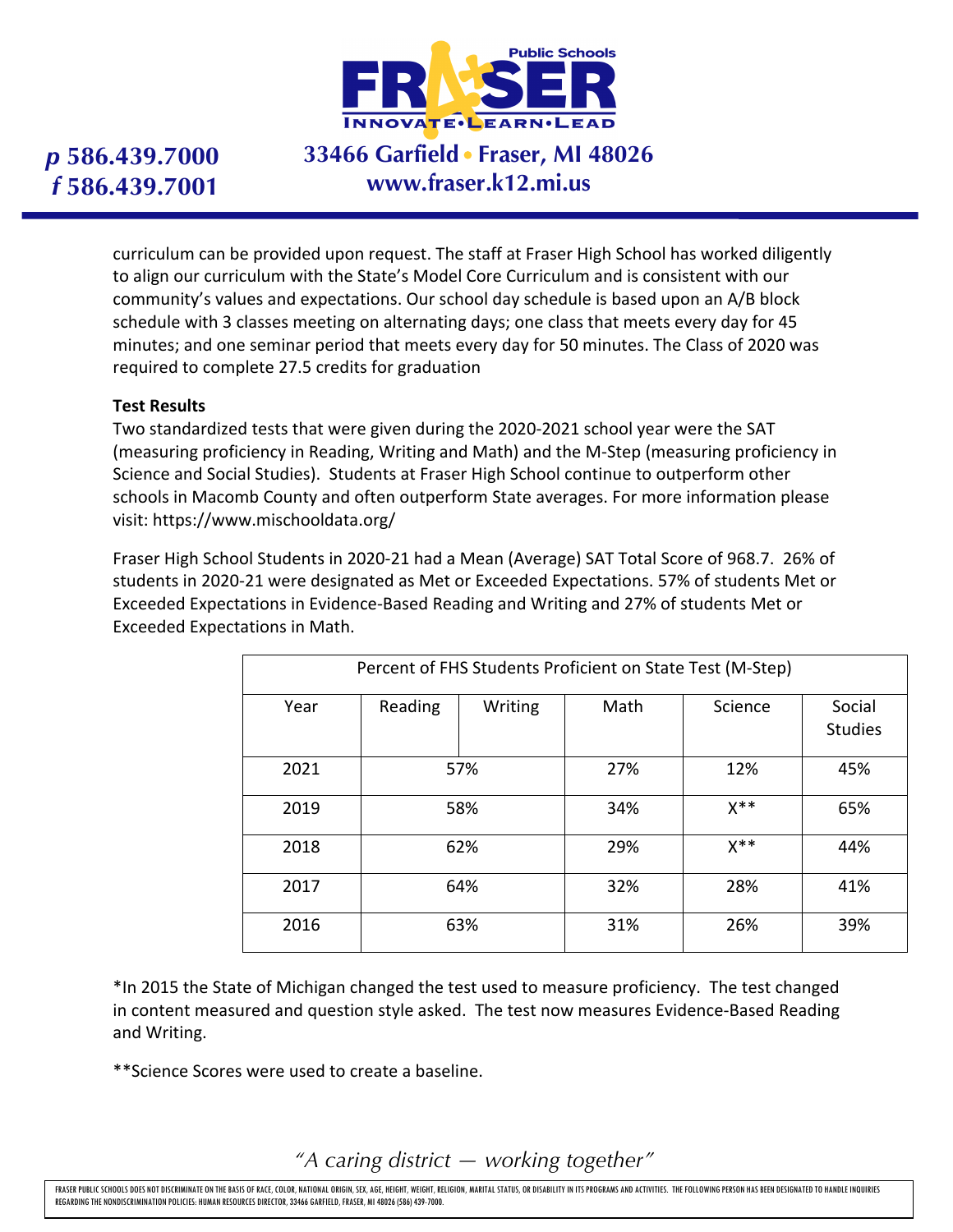curriculum can be provided upon request. The staff at Fraser High School has worked diligently to align our curriculum with the State's Model Core Curriculum and is consistent with our community's values and expectations. Our school day schedule is based upon an A/B block schedule with 3 classes meeting on alternating days; one class that meets every day for 45 minutes; and one seminar period that meets every day for 50 minutes. The Class of 2020 was required to complete 27.5 credits for graduation

**Test Results**

Two standardized tests that were given during the 2020-2021 school year were the SAT (measuring proficiency in Reading, Writing and Math) and the M-Step (measuring proficiency in Science and Social Studies). Students at Fraser High School continue to outperform other schools in Macomb County and often outperform State averages. For more information please visit: https://www.mischooldata.org/

Fraser High School Students in 2020-21 had a Mean (Average) SAT Total Score of 968.7. 26% of students in 2020-21 were designated as Met or Exceeded Expectations. 57% of students Met or Exceeded Expectations in Evidence-Based Reading and Writing and 27% of students Met or Exceeded Expectations in Math.

| Percent of FHS Students Proficient on State Test (M-Step) | | | | | |
|---|---|---|---|---|---|
| Year | Reading | Writing | Math | Science | Social Studies |
| 2021 | 57% | | 27% | 12% | 45% |
| 2019 | 58% | | 34% | X** | 65% |
| 2018 | 62% | | 29% | X** | 44% |
| 2017 | 64% | | 32% | 28% | 41% |
| 2016 | 63% | | 31% | 26% | 39% |

*In 2015 the State of Michigan changed the test used to measure proficiency. The test changed in content measured and question style asked. The test now measures Evidence-Based Reading and Writing.

**Science Scores were used to create a baseline.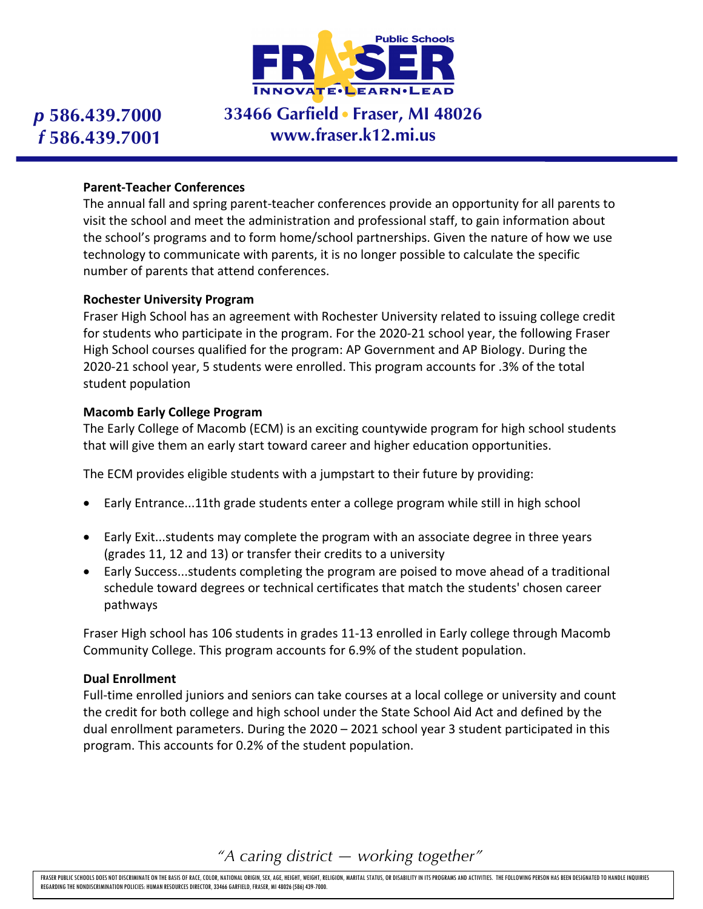**Parent-Teacher Conferences**

The annual fall and spring parent-teacher conferences provide an opportunity for all parents to visit the school and meet the administration and professional staff, to gain information about the school's programs and to form home/school partnerships. Given the nature of how we use technology to communicate with parents, it is no longer possible to calculate the specific number of parents that attend conferences.

**Rochester University Program**

Fraser High School has an agreement with Rochester University related to issuing college credit for students who participate in the program. For the 2020-21 school year, the following Fraser High School courses qualified for the program: AP Government and AP Biology. During the 2020-21 school year, 5 students were enrolled. This program accounts for .3% of the total student population

**Macomb Early College Program**

The Early College of Macomb (ECM) is an exciting countywide program for high school students that will give them an early start toward career and higher education opportunities.

The ECM provides eligible students with a jumpstart to their future by providing:

- Early Entrance...11th grade students enter a college program while still in high school
- Early Exit...students may complete the program with an associate degree in three years (grades 11, 12 and 13) or transfer their credits to a university
- Early Success...students completing the program are poised to move ahead of a traditional schedule toward degrees or technical certificates that match the students' chosen career pathways

Fraser High school has 106 students in grades 11-13 enrolled in Early college through Macomb Community College. This program accounts for 6.9% of the student population.

**Dual Enrollment**

Full-time enrolled juniors and seniors can take courses at a local college or university and count the credit for both college and high school under the State School Aid Act and defined by the dual enrollment parameters. During the 2020 – 2021 school year 3 student participated in this program. This accounts for 0.2% of the student population.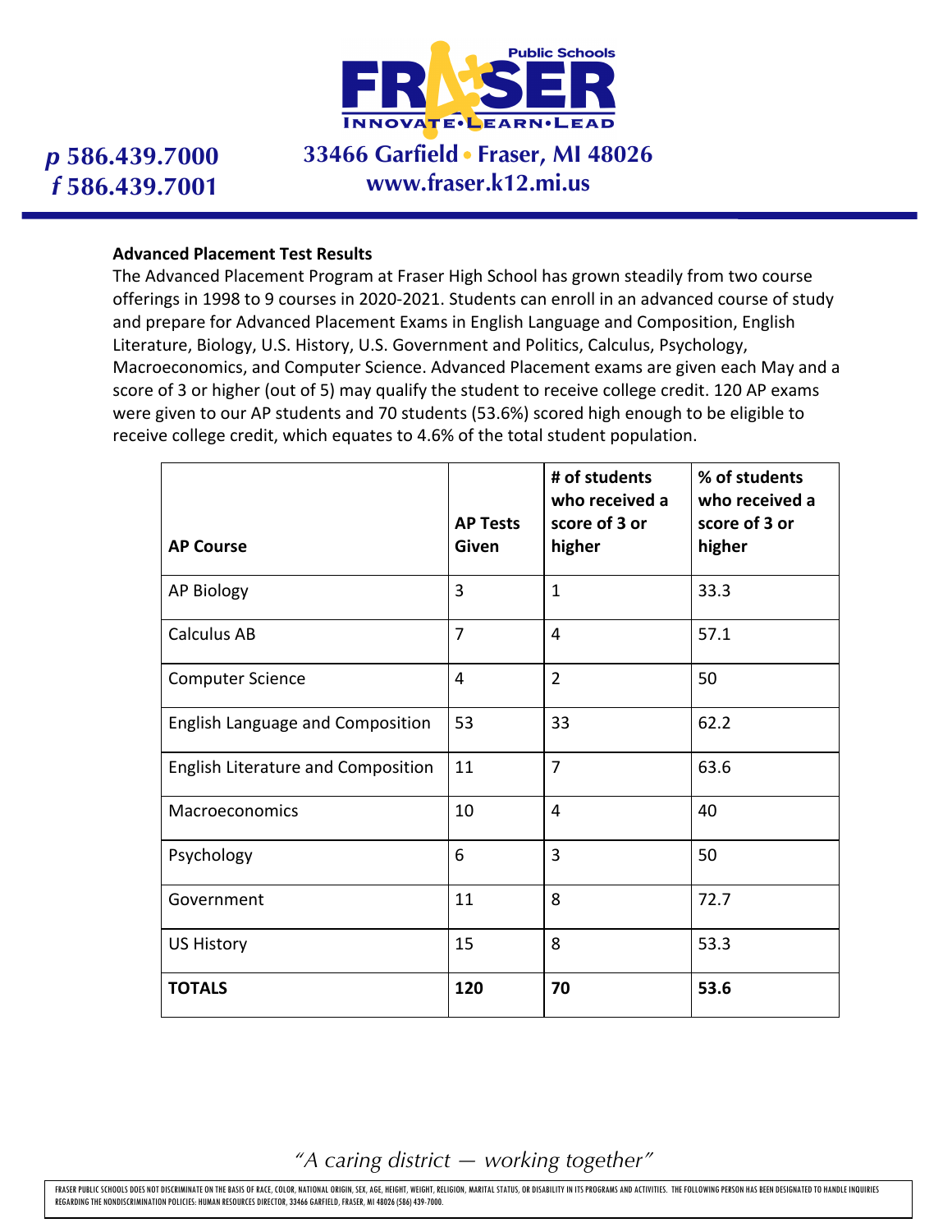**Advanced Placement Test Results**

The Advanced Placement Program at Fraser High School has grown steadily from two course offerings in 1998 to 9 courses in 2020-2021. Students can enroll in an advanced course of study and prepare for Advanced Placement Exams in English Language and Composition, English Literature, Biology, U.S. History, U.S. Government and Politics, Calculus, Psychology, Macroeconomics, and Computer Science. Advanced Placement exams are given each May and a score of 3 or higher (out of 5) may qualify the student to receive college credit. 120 AP exams were given to our AP students and 70 students (53.6%) scored high enough to be eligible to receive college credit, which equates to 4.6% of the total student population.

| AP Course | AP Tests Given | # of students who received a score of 3 or higher | % of students who received a score of 3 or higher |
|---|---|---|---|
| AP Biology | 3 | 1 | 33.3 |
| Calculus AB | 7 | 4 | 57.1 |
| Computer Science | 4 | 2 | 50 |
| English Language and Composition | 53 | 33 | 62.2 |
| English Literature and Composition | 11 | 7 | 63.6 |
| Macroeconomics | 10 | 4 | 40 |
| Psychology | 6 | 3 | 50 |
| Government | 11 | 8 | 72.7 |
| US History | 15 | 8 | 53.3 |
| **TOTALS** | **120** | **70** | **53.6** |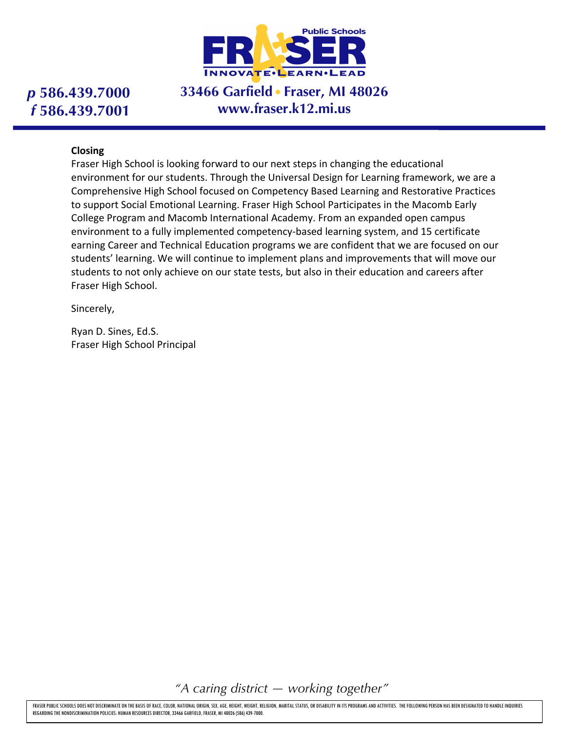**Closing**

Fraser High School is looking forward to our next steps in changing the educational environment for our students. Through the Universal Design for Learning framework, we are a Comprehensive High School focused on Competency Based Learning and Restorative Practices to support Social Emotional Learning. Fraser High School Participates in the Macomb Early College Program and Macomb International Academy. From an expanded open campus environment to a fully implemented competency-based learning system, and 15 certificate earning Career and Technical Education programs we are confident that we are focused on our students' learning. We will continue to implement plans and improvements that will move our students to not only achieve on our state tests, but also in their education and careers after Fraser High School.

Sincerely,

Ryan D. Sines, Ed.S.
Fraser High School Principal